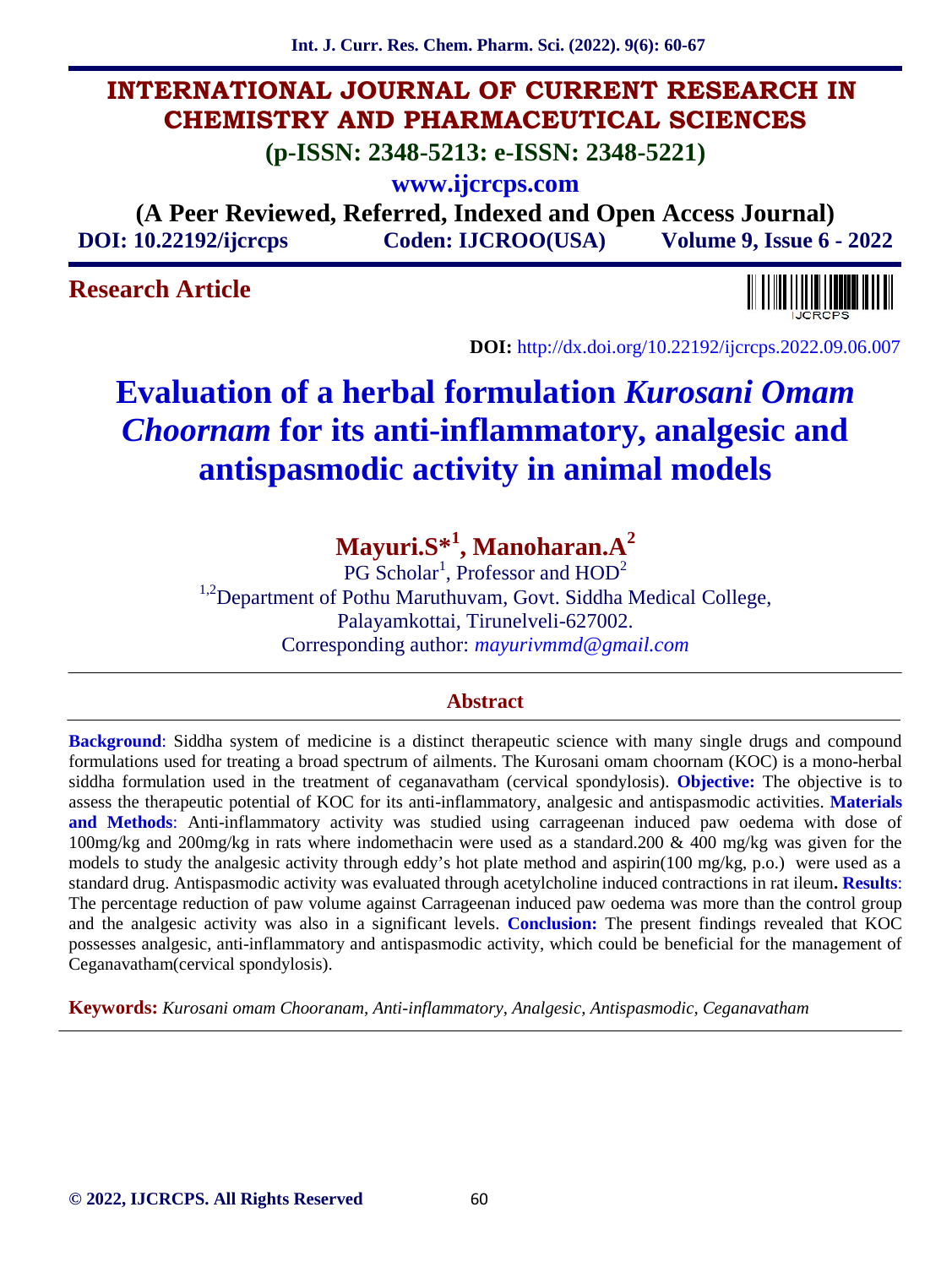# INTERNATIONAL JOURNAL OF CURRENT RESEARCH IN CHEMISTRY AND PHARMACEUTICAL SCIENCES

**(p-ISSN: 2348-5213: e-ISSN: 2348-5221)**

**www.ijcrcps.com**

**(A Peer Reviewed, Referred, Indexed and Open Access Journal)**

**DOI: 10.22192/ijcrcps** **Coden: IJCROO(USA)** **Volume 9, Issue 6 - 2022**

**Research Article**

**DOI:** http://dx.doi.org/10.22192/ijcrcps.2022.09.06.007

# Evaluation of a herbal formulation *Kurosani Omam Choornam* for its anti-inflammatory, analgesic and antispasmodic activity in animal models

**Mayuri.S*[1], Manoharan.A[2]**

PG Scholar[1], Professor and HOD[2]

[1,2]Department of Pothu Maruthuvam, Govt. Siddha Medical College, Palayamkottai, Tirunelveli-627002.

Corresponding author: *mayurivmmd@gmail.com*

## Abstract

**Background**: Siddha system of medicine is a distinct therapeutic science with many single drugs and compound formulations used for treating a broad spectrum of ailments. The Kurosani omam choornam (KOC) is a mono-herbal siddha formulation used in the treatment of ceganavatham (cervical spondylosis). **Objective:** The objective is to assess the therapeutic potential of KOC for its anti-inflammatory, analgesic and antispasmodic activities. **Materials and Methods**: Anti-inflammatory activity was studied using carrageenan induced paw oedema with dose of 100mg/kg and 200mg/kg in rats where indomethacin were used as a standard.200 & 400 mg/kg was given for the models to study the analgesic activity through eddy's hot plate method and aspirin(100 mg/kg, p.o.) were used as a standard drug. Antispasmodic activity was evaluated through acetylcholine induced contractions in rat ileum**. Results**: The percentage reduction of paw volume against Carrageenan induced paw oedema was more than the control group and the analgesic activity was also in a significant levels. **Conclusion:** The present findings revealed that KOC possesses analgesic, anti-inflammatory and antispasmodic activity, which could be beneficial for the management of Ceganavatham(cervical spondylosis).

**Keywords:** *Kurosani omam Chooranam, Anti-inflammatory, Analgesic, Antispasmodic, Ceganavatham*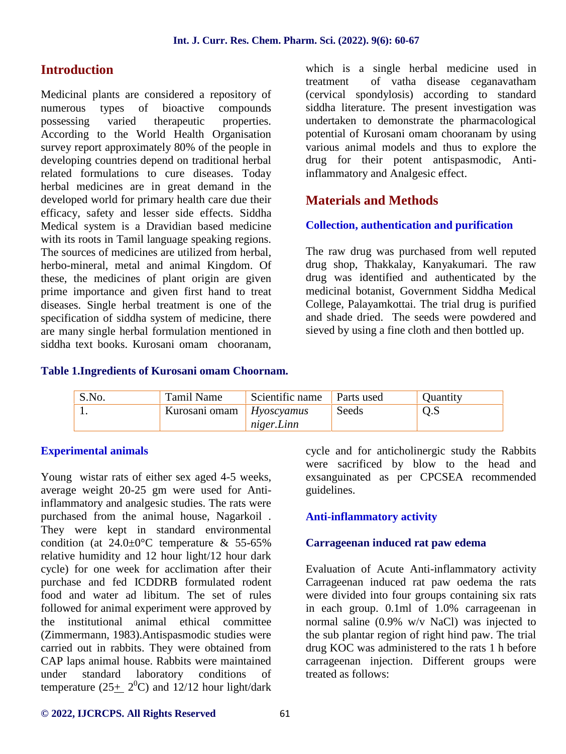## Introduction

Medicinal plants are considered a repository of numerous types of bioactive compounds possessing varied therapeutic properties. According to the World Health Organisation survey report approximately 80% of the people in developing countries depend on traditional herbal related formulations to cure diseases. Today herbal medicines are in great demand in the developed world for primary health care due their efficacy, safety and lesser side effects. Siddha Medical system is a Dravidian based medicine with its roots in Tamil language speaking regions. The sources of medicines are utilized from herbal, herbo-mineral, metal and animal Kingdom. Of these, the medicines of plant origin are given prime importance and given first hand to treat diseases. Single herbal treatment is one of the specification of siddha system of medicine, there are many single herbal formulation mentioned in siddha text books. Kurosani omam chooranam, which is a single herbal medicine used in treatment of vatha disease ceganavatham (cervical spondylosis) according to standard siddha literature. The present investigation was undertaken to demonstrate the pharmacological potential of Kurosani omam chooranam by using various animal models and thus to explore the drug for their potent antispasmodic, Anti-inflammatory and Analgesic effect.

## Materials and Methods

### Collection, authentication and purification

The raw drug was purchased from well reputed drug shop, Thakkalay, Kanyakumari. The raw drug was identified and authenticated by the medicinal botanist, Government Siddha Medical College, Palayamkottai. The trial drug is purified and shade dried. The seeds were powdered and sieved by using a fine cloth and then bottled up.

**Table 1.Ingredients of Kurosani omam Choornam.**

| S.No. | Tamil Name | Scientific name | Parts used | Quantity |
|---|---|---|---|---|
| 1. | Kurosani omam | *Hyoscyamus niger.Linn* | Seeds | Q.S |

### Experimental animals

Young wistar rats of either sex aged 4-5 weeks, average weight 20-25 gm were used for Anti-inflammatory and analgesic studies. The rats were purchased from the animal house, Nagarkoil . They were kept in standard environmental condition (at 24.0±0°C temperature & 55-65% relative humidity and 12 hour light/12 hour dark cycle) for one week for acclimation after their purchase and fed ICDDRB formulated rodent food and water ad libitum. The set of rules followed for animal experiment were approved by the institutional animal ethical committee (Zimmermann, 1983).Antispasmodic studies were carried out in rabbits. They were obtained from CAP laps animal house. Rabbits were maintained under standard laboratory conditions of temperature (25± $2^0$C) and 12/12 hour light/dark cycle and for anticholinergic study the Rabbits were sacrificed by blow to the head and exsanguinated as per CPCSEA recommended guidelines.

### Anti-inflammatory activity

### Carrageenan induced rat paw edema

Evaluation of Acute Anti-inflammatory activity Carrageenan induced rat paw oedema the rats were divided into four groups containing six rats in each group. 0.1ml of 1.0% carrageenan in normal saline (0.9% w/v NaCl) was injected to the sub plantar region of right hind paw. The trial drug KOC was administered to the rats 1 h before carrageenan injection. Different groups were treated as follows: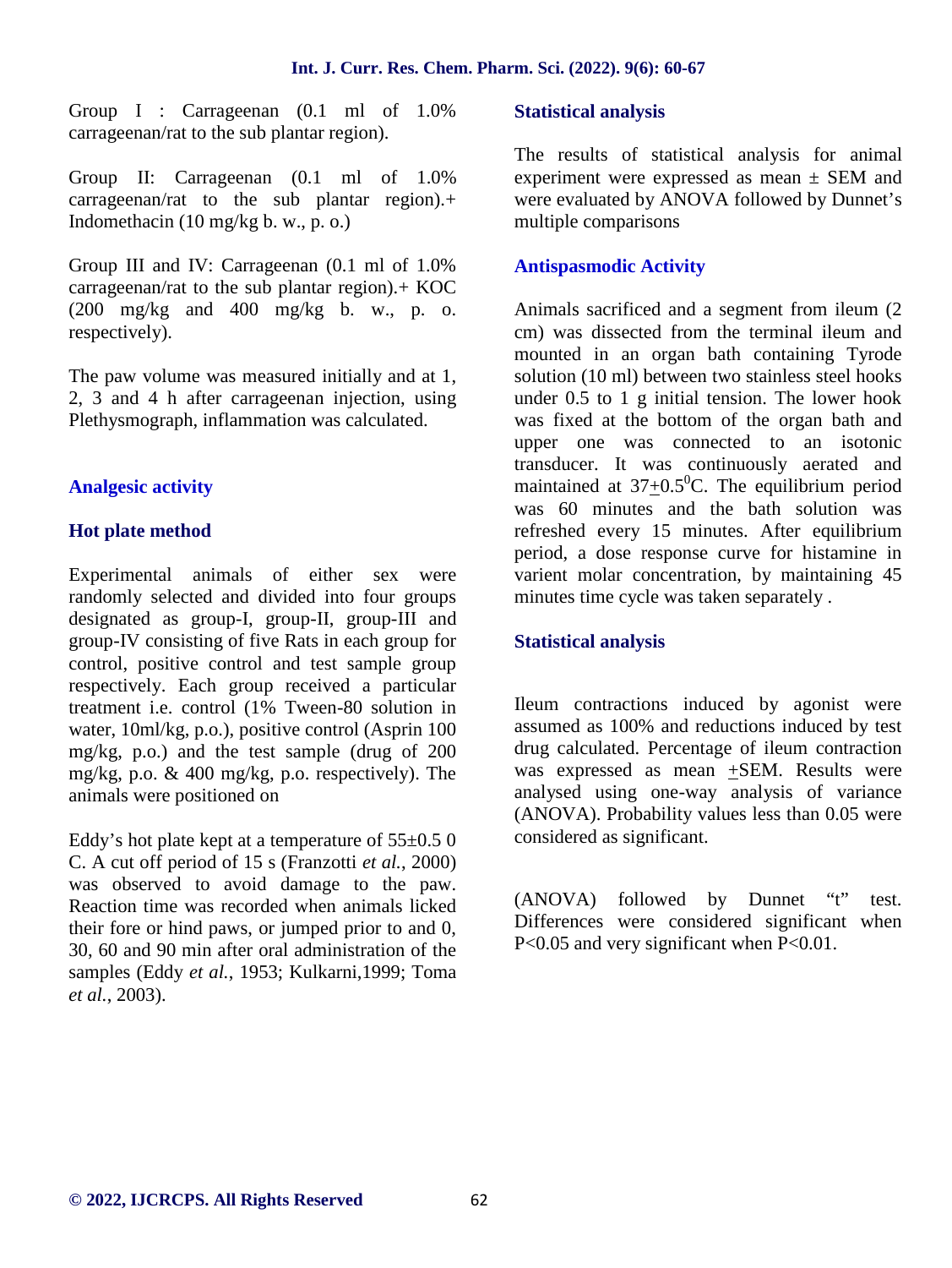Group I : Carrageenan (0.1 ml of 1.0% carrageenan/rat to the sub plantar region).

Group II: Carrageenan (0.1 ml of 1.0% carrageenan/rat to the sub plantar region).+ Indomethacin (10 mg/kg b. w., p. o.)

Group III and IV: Carrageenan (0.1 ml of 1.0% carrageenan/rat to the sub plantar region).+ KOC (200 mg/kg and 400 mg/kg b. w., p. o. respectively).

The paw volume was measured initially and at 1, 2, 3 and 4 h after carrageenan injection, using Plethysmograph, inflammation was calculated.

## Analgesic activity

### Hot plate method

Experimental animals of either sex were randomly selected and divided into four groups designated as group-I, group-II, group-III and group-IV consisting of five Rats in each group for control, positive control and test sample group respectively. Each group received a particular treatment i.e. control (1% Tween-80 solution in water, 10ml/kg, p.o.), positive control (Asprin 100 mg/kg, p.o.) and the test sample (drug of 200 mg/kg, p.o. & 400 mg/kg, p.o. respectively). The animals were positioned on

Eddy's hot plate kept at a temperature of 55±0.5 0 C. A cut off period of 15 s (Franzotti *et al.*, 2000) was observed to avoid damage to the paw. Reaction time was recorded when animals licked their fore or hind paws, or jumped prior to and 0, 30, 60 and 90 min after oral administration of the samples (Eddy *et al.*, 1953; Kulkarni,1999; Toma *et al.*, 2003).

### Statistical analysis

The results of statistical analysis for animal experiment were expressed as mean ± SEM and were evaluated by ANOVA followed by Dunnet's multiple comparisons

## Antispasmodic Activity

Animals sacrificed and a segment from ileum (2 cm) was dissected from the terminal ileum and mounted in an organ bath containing Tyrode solution (10 ml) between two stainless steel hooks under 0.5 to 1 g initial tension. The lower hook was fixed at the bottom of the organ bath and upper one was connected to an isotonic transducer. It was continuously aerated and maintained at $37 \pm 0.5^0$C. The equilibrium period was 60 minutes and the bath solution was refreshed every 15 minutes. After equilibrium period, a dose response curve for histamine in varient molar concentration, by maintaining 45 minutes time cycle was taken separately .

### Statistical analysis

Ileum contractions induced by agonist were assumed as 100% and reductions induced by test drug calculated. Percentage of ileum contraction was expressed as mean ±SEM. Results were analysed using one-way analysis of variance (ANOVA). Probability values less than 0.05 were considered as significant.

(ANOVA) followed by Dunnet "t" test. Differences were considered significant when P<0.05 and very significant when P<0.01.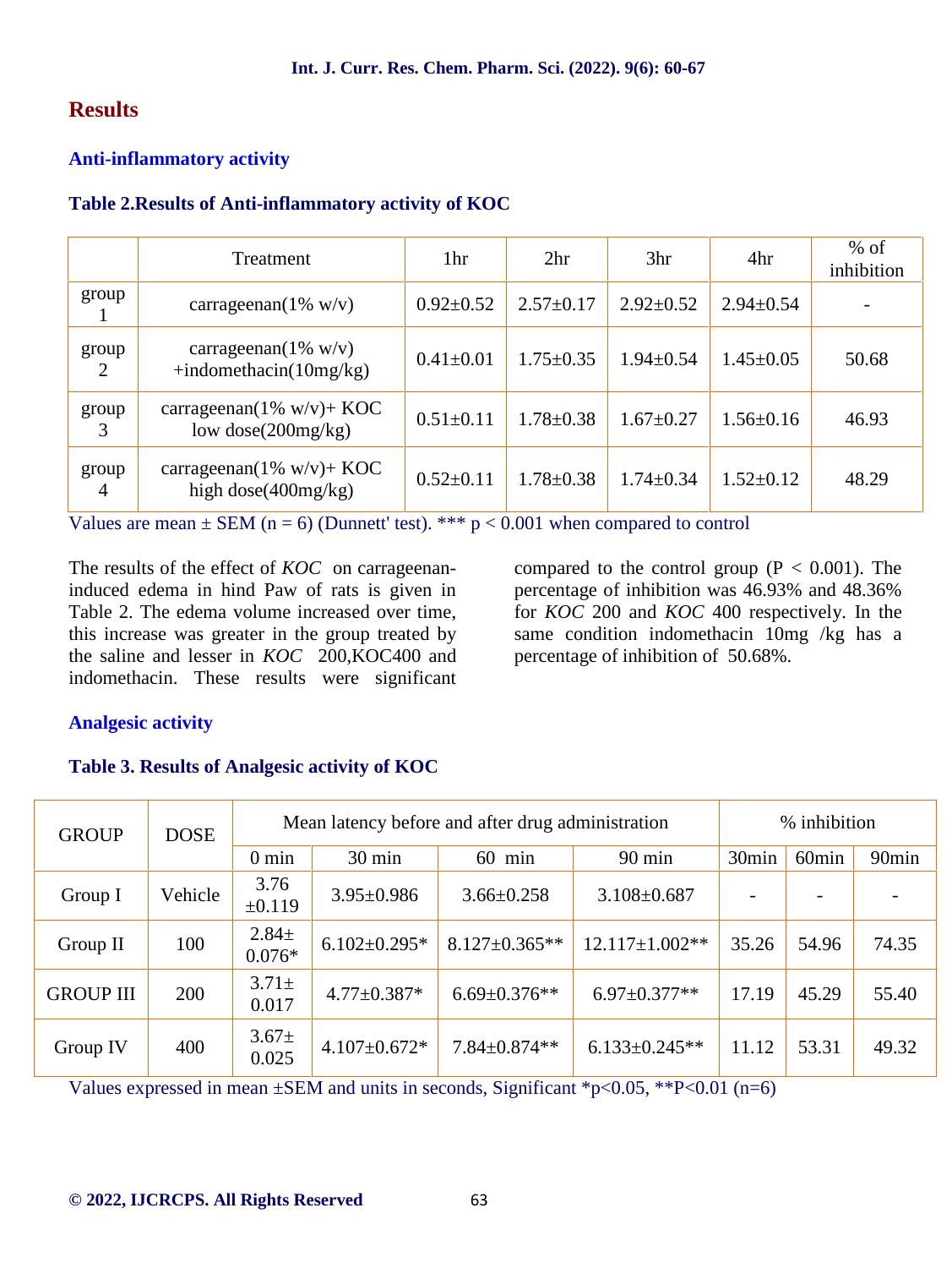## Results

### Anti-inflammatory activity

**Table 2.Results of Anti-inflammatory activity of KOC**

| | Treatment | 1hr | 2hr | 3hr | 4hr | % of inhibition |
|---|---|---|---|---|---|---|
| group 1 | carrageenan(1% w/v) | 0.92±0.52 | 2.57±0.17 | 2.92±0.52 | 2.94±0.54 | - |
| group 2 | carrageenan(1% w/v) +indomethacin(10mg/kg) | 0.41±0.01 | 1.75±0.35 | 1.94±0.54 | 1.45±0.05 | 50.68 |
| group 3 | carrageenan(1% w/v)+ KOC low dose(200mg/kg) | 0.51±0.11 | 1.78±0.38 | 1.67±0.27 | 1.56±0.16 | 46.93 |
| group 4 | carrageenan(1% w/v)+ KOC high dose(400mg/kg) | 0.52±0.11 | 1.78±0.38 | 1.74±0.34 | 1.52±0.12 | 48.29 |

Values are mean ± SEM (n = 6) (Dunnett' test). *** p < 0.001 when compared to control

The results of the effect of *KOC* on carrageenan-induced edema in hind Paw of rats is given in Table 2. The edema volume increased over time, this increase was greater in the group treated by the saline and lesser in *KOC* 200,KOC400 and indomethacin. These results were significant compared to the control group (P < 0.001). The percentage of inhibition was 46.93% and 48.36% for *KOC* 200 and *KOC* 400 respectively. In the same condition indomethacin 10mg /kg has a percentage of inhibition of 50.68%.

### Analgesic activity

**Table 3. Results of Analgesic activity of KOC**

| GROUP | DOSE | Mean latency before and after drug administration | | | | % inhibition | | |
|---|---|---|---|---|---|---|---|---|
| | | 0 min | 30 min | 60 min | 90 min | 30min | 60min | 90min |
| Group I | Vehicle | 3.76 ±0.119 | 3.95±0.986 | 3.66±0.258 | 3.108±0.687 | - | - | - |
| Group II | 100 | 2.84± 0.076* | 6.102±0.295* | 8.127±0.365** | 12.117±1.002** | 35.26 | 54.96 | 74.35 |
| GROUP III | 200 | 3.71± 0.017 | 4.77±0.387* | 6.69±0.376** | 6.97±0.377** | 17.19 | 45.29 | 55.40 |
| Group IV | 400 | 3.67± 0.025 | 4.107±0.672* | 7.84±0.874** | 6.133±0.245** | 11.12 | 53.31 | 49.32 |

Values expressed in mean ±SEM and units in seconds, Significant *p<0.05, **P<0.01 (n=6)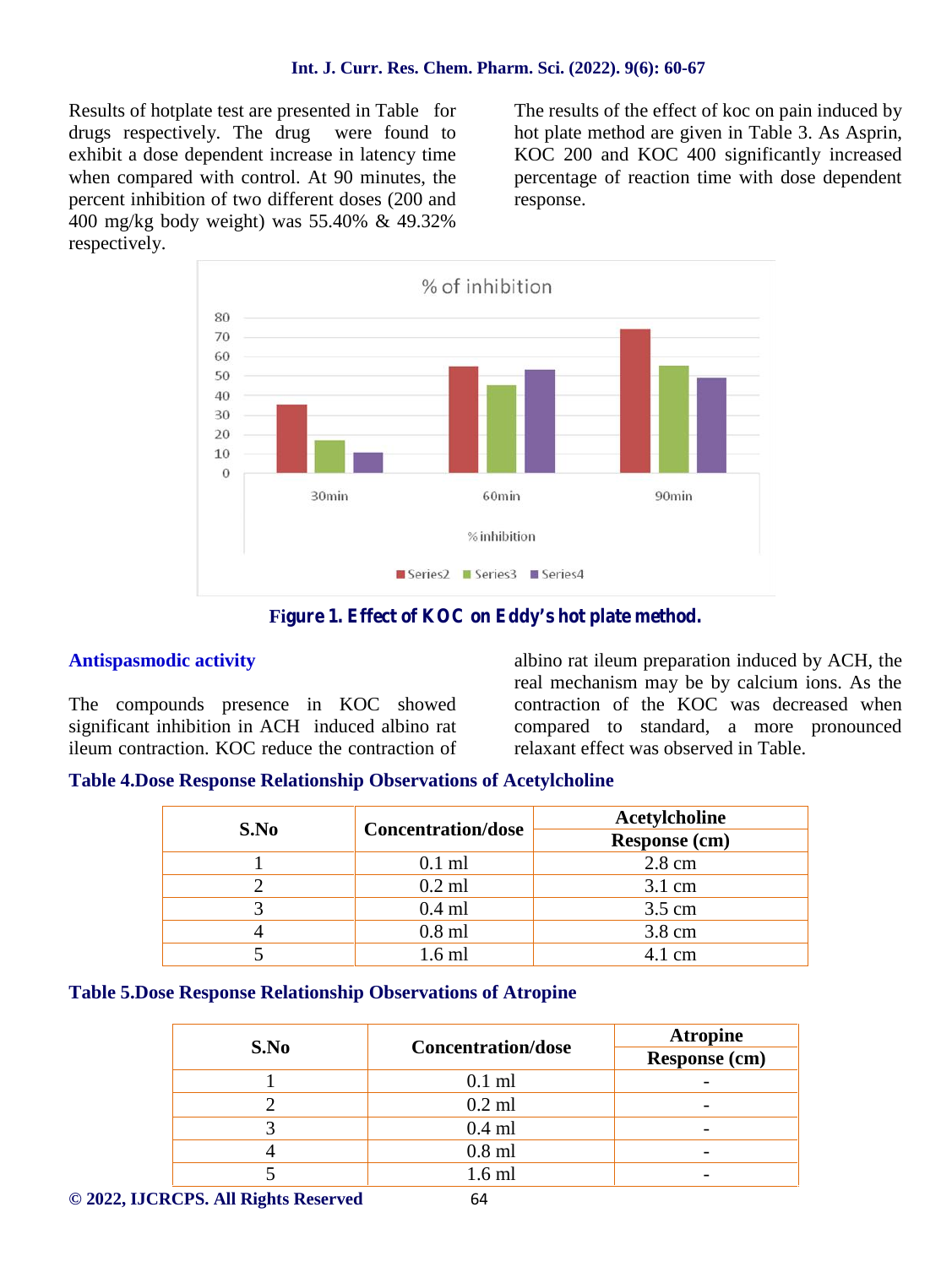Results of hotplate test are presented in Table for drugs respectively. The drug were found to exhibit a dose dependent increase in latency time when compared with control. At 90 minutes, the percent inhibition of two different doses (200 and 400 mg/kg body weight) was 55.40% & 49.32% respectively.

The results of the effect of koc on pain induced by hot plate method are given in Table 3. As Asprin, KOC 200 and KOC 400 significantly increased percentage of reaction time with dose dependent response.

**Figure 1. Effect of KOC on Eddy's hot plate method.**

### Antispasmodic activity

The compounds presence in KOC showed significant inhibition in ACH induced albino rat ileum contraction. KOC reduce the contraction of albino rat ileum preparation induced by ACH, the real mechanism may be by calcium ions. As the contraction of the KOC was decreased when compared to standard, a more pronounced relaxant effect was observed in Table.

**Table 4.Dose Response Relationship Observations of Acetylcholine**

| S.No | Concentration/dose | Acetylcholine Response (cm) |
|---|---|---|
| 1 | 0.1 ml | 2.8 cm |
| 2 | 0.2 ml | 3.1 cm |
| 3 | 0.4 ml | 3.5 cm |
| 4 | 0.8 ml | 3.8 cm |
| 5 | 1.6 ml | 4.1 cm |

**Table 5.Dose Response Relationship Observations of Atropine**

| S.No | Concentration/dose | Atropine Response (cm) |
|---|---|---|
| 1 | 0.1 ml | - |
| 2 | 0.2 ml | - |
| 3 | 0.4 ml | - |
| 4 | 0.8 ml | - |
| 5 | 1.6 ml | - |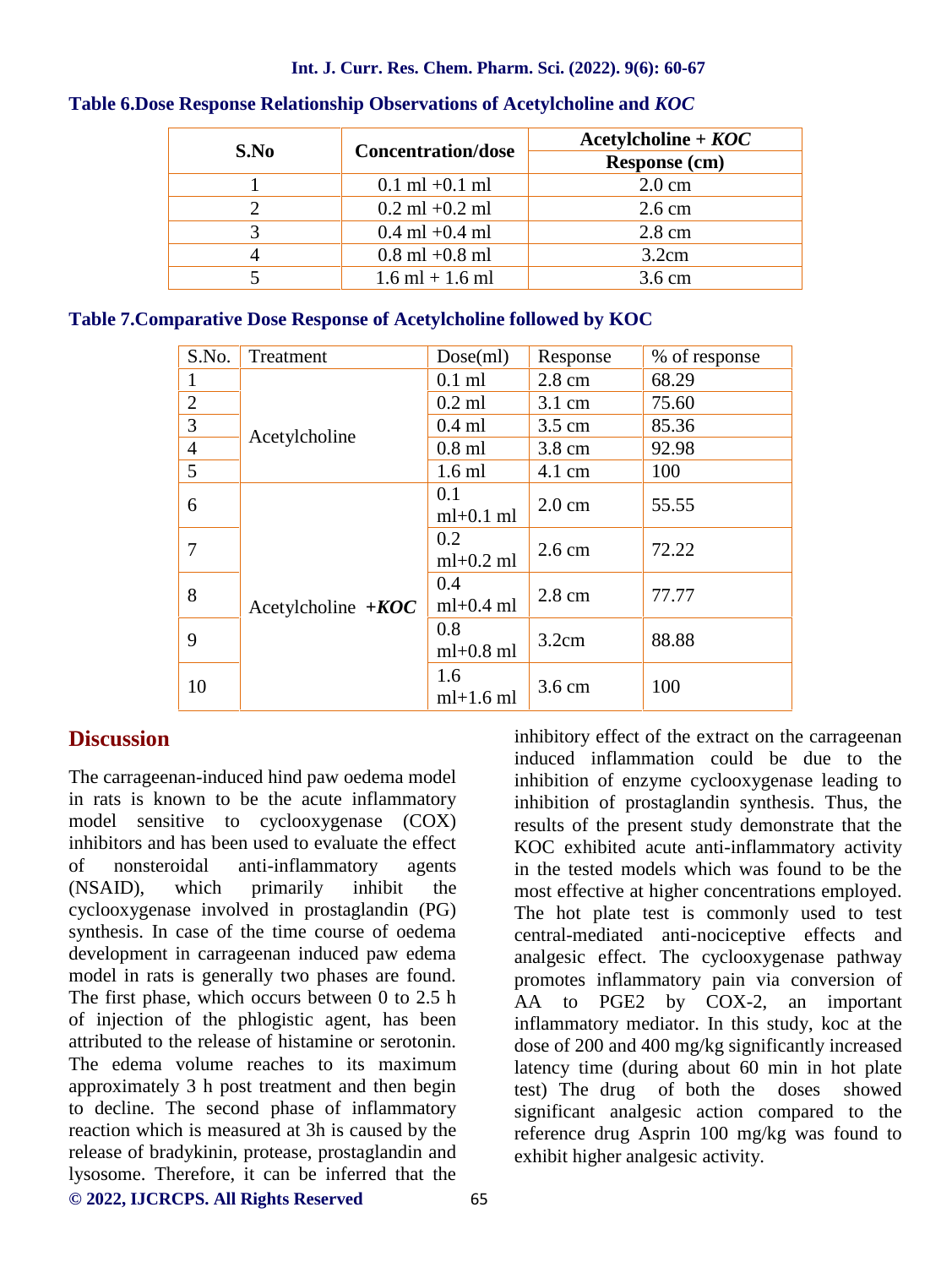**Table 6.Dose Response Relationship Observations of Acetylcholine and *KOC***

| S.No | Concentration/dose | Acetylcholine + *KOC* |
|---|---|---|
| | | Response (cm) |
| 1 | 0.1 ml +0.1 ml | 2.0 cm |
| 2 | 0.2 ml +0.2 ml | 2.6 cm |
| 3 | 0.4 ml +0.4 ml | 2.8 cm |
| 4 | 0.8 ml +0.8 ml | 3.2cm |
| 5 | 1.6 ml + 1.6 ml | 3.6 cm |

**Table 7.Comparative Dose Response of Acetylcholine followed by KOC**

| S.No. | Treatment | Dose(ml) | Response | % of response |
|---|---|---|---|---|
| 1 | Acetylcholine | 0.1 ml | 2.8 cm | 68.29 |
| 2 | | 0.2 ml | 3.1 cm | 75.60 |
| 3 | | 0.4 ml | 3.5 cm | 85.36 |
| 4 | | 0.8 ml | 3.8 cm | 92.98 |
| 5 | | 1.6 ml | 4.1 cm | 100 |
| 6 | Acetylcholine +*KOC* | 0.1 ml+0.1 ml | 2.0 cm | 55.55 |
| 7 | | 0.2 ml+0.2 ml | 2.6 cm | 72.22 |
| 8 | | 0.4 ml+0.4 ml | 2.8 cm | 77.77 |
| 9 | | 0.8 ml+0.8 ml | 3.2cm | 88.88 |
| 10 | | 1.6 ml+1.6 ml | 3.6 cm | 100 |

## Discussion

The carrageenan-induced hind paw oedema model in rats is known to be the acute inflammatory model sensitive to cyclooxygenase (COX) inhibitors and has been used to evaluate the effect of nonsteroidal anti-inflammatory agents (NSAID), which primarily inhibit the cyclooxygenase involved in prostaglandin (PG) synthesis. In case of the time course of oedema development in carrageenan induced paw edema model in rats is generally two phases are found. The first phase, which occurs between 0 to 2.5 h of injection of the phlogistic agent, has been attributed to the release of histamine or serotonin. The edema volume reaches to its maximum approximately 3 h post treatment and then begin to decline. The second phase of inflammatory reaction which is measured at 3h is caused by the release of bradykinin, protease, prostaglandin and lysosome. Therefore, it can be inferred that the inhibitory effect of the extract on the carrageenan induced inflammation could be due to the inhibition of enzyme cyclooxygenase leading to inhibition of prostaglandin synthesis. Thus, the results of the present study demonstrate that the KOC exhibited acute anti-inflammatory activity in the tested models which was found to be the most effective at higher concentrations employed. The hot plate test is commonly used to test central-mediated anti-nociceptive effects and analgesic effect. The cyclooxygenase pathway promotes inflammatory pain via conversion of AA to PGE2 by COX-2, an important inflammatory mediator. In this study, koc at the dose of 200 and 400 mg/kg significantly increased latency time (during about 60 min in hot plate test) The drug of both the doses showed significant analgesic action compared to the reference drug Asprin 100 mg/kg was found to exhibit higher analgesic activity.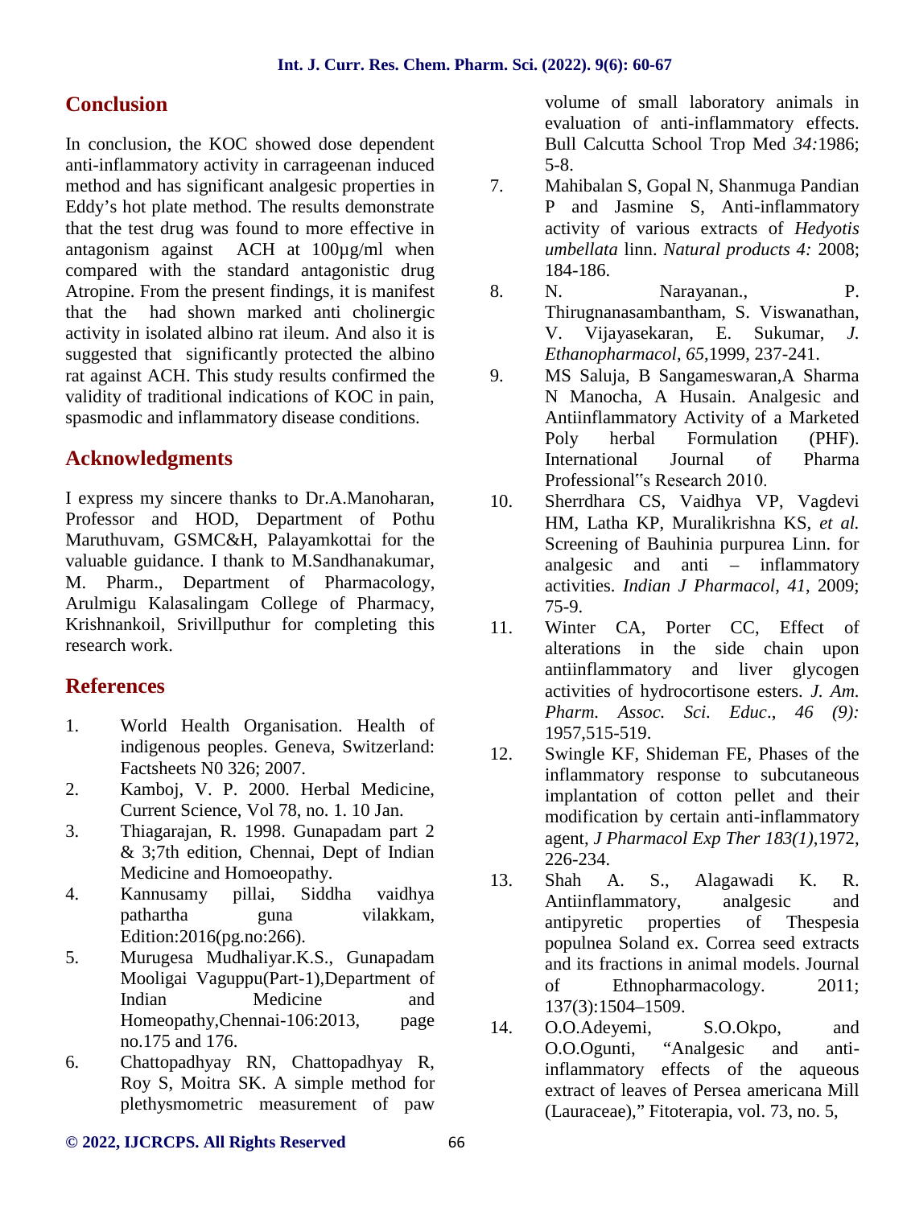## Conclusion

In conclusion, the KOC showed dose dependent anti-inflammatory activity in carrageenan induced method and has significant analgesic properties in Eddy's hot plate method. The results demonstrate that the test drug was found to more effective in antagonism against ACH at 100µg/ml when compared with the standard antagonistic drug Atropine. From the present findings, it is manifest that the had shown marked anti cholinergic activity in isolated albino rat ileum. And also it is suggested that significantly protected the albino rat against ACH. This study results confirmed the validity of traditional indications of KOC in pain, spasmodic and inflammatory disease conditions.

## Acknowledgments

I express my sincere thanks to Dr.A.Manoharan, Professor and HOD, Department of Pothu Maruthuvam, GSMC&H, Palayamkottai for the valuable guidance. I thank to M.Sandhanakumar, M. Pharm., Department of Pharmacology, Arulmigu Kalasalingam College of Pharmacy, Krishnankoil, Srivillputhur for completing this research work.

## References

1. World Health Organisation. Health of indigenous peoples. Geneva, Switzerland: Factsheets N0 326; 2007.
2. Kamboj, V. P. 2000. Herbal Medicine, Current Science, Vol 78, no. 1. 10 Jan.
3. Thiagarajan, R. 1998. Gunapadam part 2 & 3;7th edition, Chennai, Dept of Indian Medicine and Homoeopathy.
4. Kannusamy pillai, Siddha vaidhya pathartha guna vilakkam, Edition:2016(pg.no:266).
5. Murugesa Mudhaliyar.K.S., Gunapadam Mooligai Vaguppu(Part-1),Department of Indian Medicine and Homeopathy,Chennai-106:2013, page no.175 and 176.
6. Chattopadhyay RN, Chattopadhyay R, Roy S, Moitra SK. A simple method for plethysmometric measurement of paw volume of small laboratory animals in evaluation of anti-inflammatory effects. Bull Calcutta School Trop Med *34:*1986; 5-8.
7. Mahibalan S, Gopal N, Shanmuga Pandian P and Jasmine S, Anti-inflammatory activity of various extracts of *Hedyotis umbellata* linn. *Natural products 4:* 2008; 184-186.
8. N. Narayanan., P. Thirugnanasambantham, S. Viswanathan, V. Vijayasekaran, E. Sukumar, *J. Ethanopharmacol*, *65*,1999, 237-241.
9. MS Saluja, B Sangameswaran,A Sharma N Manocha, A Husain. Analgesic and Antiinflammatory Activity of a Marketed Poly herbal Formulation (PHF). International Journal of Pharma Professional"s Research 2010.
10. Sherrdhara CS, Vaidhya VP, Vagdevi HM, Latha KP, Muralikrishna KS, *et al.* Screening of Bauhinia purpurea Linn. for analgesic and anti – inflammatory activities. *Indian J Pharmacol*, *41*, 2009; 75-9.
11. Winter CA, Porter CC, Effect of alterations in the side chain upon antiinflammatory and liver glycogen activities of hydrocortisone esters. *J. Am. Pharm. Assoc. Sci. Educ*., *46 (9):* 1957,515-519.
12. Swingle KF, Shideman FE, Phases of the inflammatory response to subcutaneous implantation of cotton pellet and their modification by certain anti-inflammatory agent, *J Pharmacol Exp Ther 183(1)*,1972, 226-234.
13. Shah A. S., Alagawadi K. R. Antiinflammatory, analgesic and antipyretic properties of Thespesia populnea Soland ex. Correa seed extracts and its fractions in animal models. Journal of Ethnopharmacology. 2011; 137(3):1504–1509.
14. O.O.Adeyemi, S.O.Okpo, and O.O.Ogunti, "Analgesic and anti-inflammatory effects of the aqueous extract of leaves of Persea americana Mill (Lauraceae)," Fitoterapia, vol. 73, no. 5,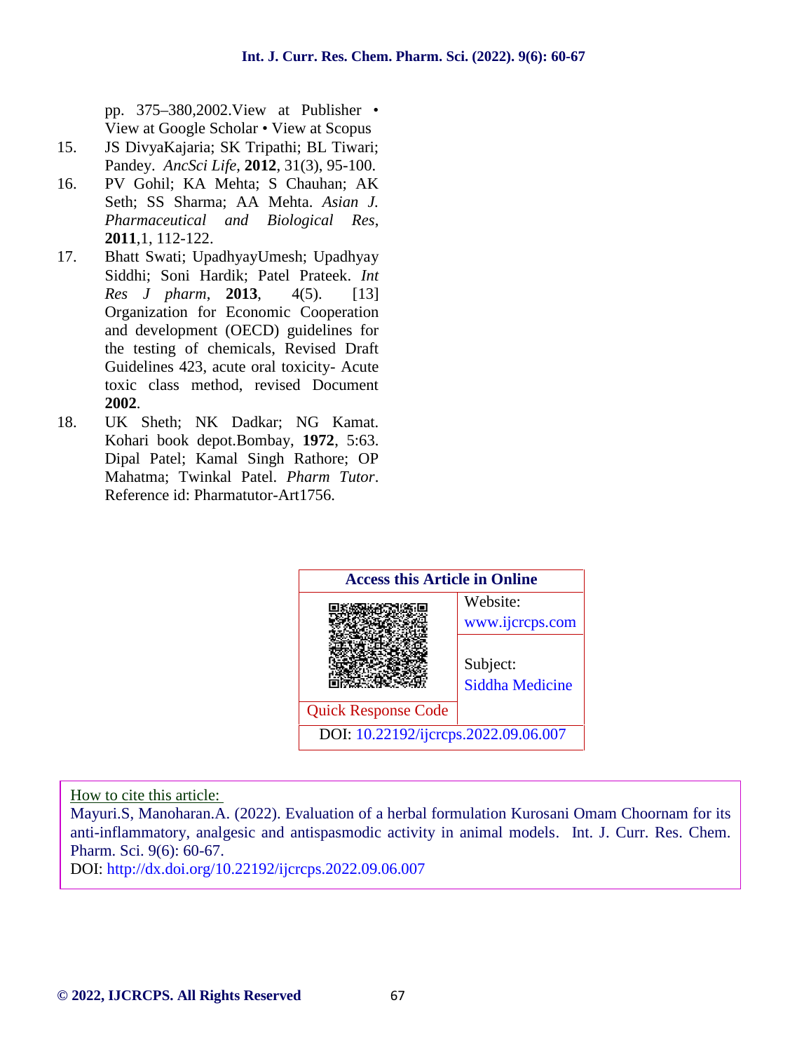pp. 375–380,2002.View at Publisher • View at Google Scholar • View at Scopus

15. JS DivyaKajaria; SK Tripathi; BL Tiwari; Pandey. *AncSci Life*, **2012**, 31(3), 95-100.
16. PV Gohil; KA Mehta; S Chauhan; AK Seth; SS Sharma; AA Mehta. *Asian J. Pharmaceutical and Biological Res*, **2011**,1, 112-122.
17. Bhatt Swati; UpadhyayUmesh; Upadhyay Siddhi; Soni Hardik; Patel Prateek. *Int Res J pharm*, **2013**, 4(5). [13] Organization for Economic Cooperation and development (OECD) guidelines for the testing of chemicals, Revised Draft Guidelines 423, acute oral toxicity- Acute toxic class method, revised Document **2002**.
18. UK Sheth; NK Dadkar; NG Kamat. Kohari book depot.Bombay, **1972**, 5:63. Dipal Patel; Kamal Singh Rathore; OP Mahatma; Twinkal Patel. *Pharm Tutor*. Reference id: Pharmatutor-Art1756.

| **Access this Article in Online** | |
|---|---|
| Quick Response Code | Website: www.ijcrcps.com |
| | Subject: Siddha Medicine |
| DOI: 10.22192/ijcrcps.2022.09.06.007 | |

How to cite this article:

Mayuri.S, Manoharan.A. (2022). Evaluation of a herbal formulation Kurosani Omam Choornam for its anti-inflammatory, analgesic and antispasmodic activity in animal models. Int. J. Curr. Res. Chem. Pharm. Sci. 9(6): 60-67.

DOI: http://dx.doi.org/10.22192/ijcrcps.2022.09.06.007